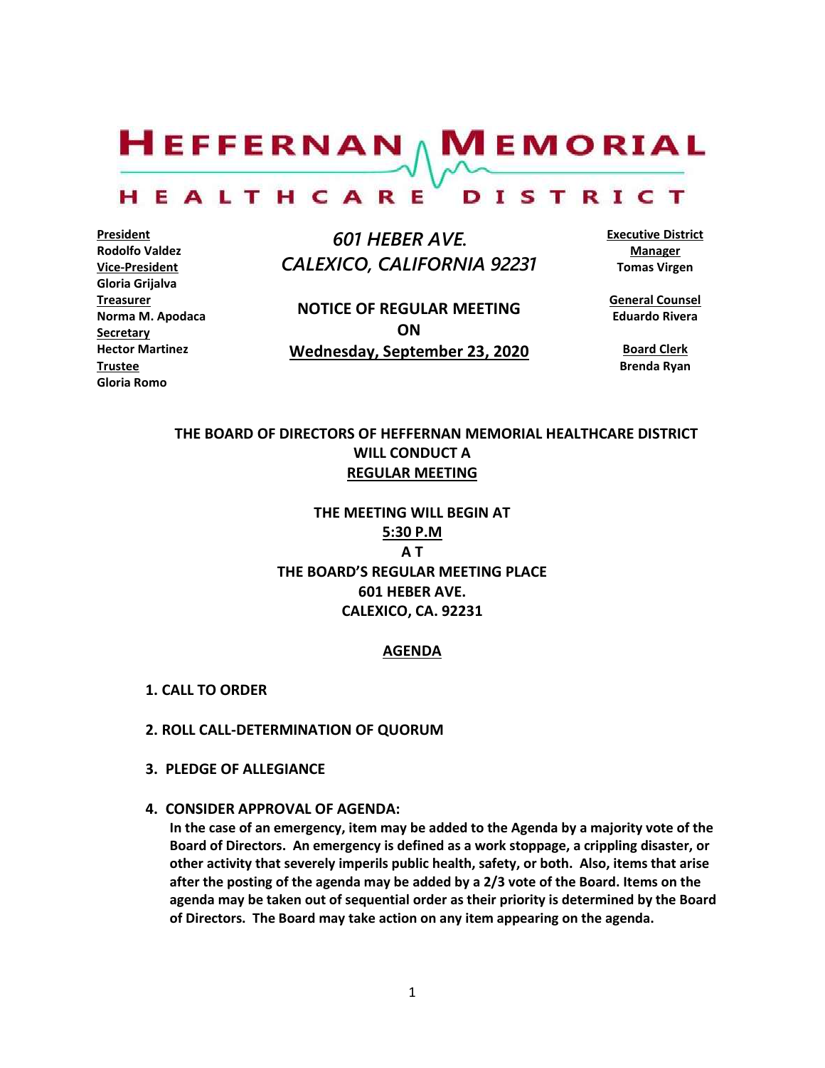# HEFFERNAN MEMORIAL HEALTHCARE DISTRICT

**President**
**Rodolfo Valdez**
**Vice-President**
**Gloria Grijalva**
**Treasurer**
**Norma M. Apodaca**
**Secretary**
**Hector Martinez**
**Trustee**
**Gloria Romo**

*601 HEBER AVE.*
*CALEXICO, CALIFORNIA 92231*

**NOTICE OF REGULAR MEETING**
**ON**
**Wednesday, September 23, 2020**

**Executive District Manager**
**Tomas Virgen**

**General Counsel**
**Eduardo Rivera**

**Board Clerk**
**Brenda Ryan**

**THE BOARD OF DIRECTORS OF HEFFERNAN MEMORIAL HEALTHCARE DISTRICT WILL CONDUCT A REGULAR MEETING**

**THE MEETING WILL BEGIN AT**
**5:30 P.M**
**A T**
**THE BOARD'S REGULAR MEETING PLACE**
**601 HEBER AVE.**
**CALEXICO, CA. 92231**

## AGENDA

1. **CALL TO ORDER**

2. **ROLL CALL-DETERMINATION OF QUORUM**

3. **PLEDGE OF ALLEGIANCE**

4. **CONSIDER APPROVAL OF AGENDA:**
   **In the case of an emergency, item may be added to the Agenda by a majority vote of the Board of Directors. An emergency is defined as a work stoppage, a crippling disaster, or other activity that severely imperils public health, safety, or both. Also, items that arise after the posting of the agenda may be added by a 2/3 vote of the Board. Items on the agenda may be taken out of sequential order as their priority is determined by the Board of Directors. The Board may take action on any item appearing on the agenda.**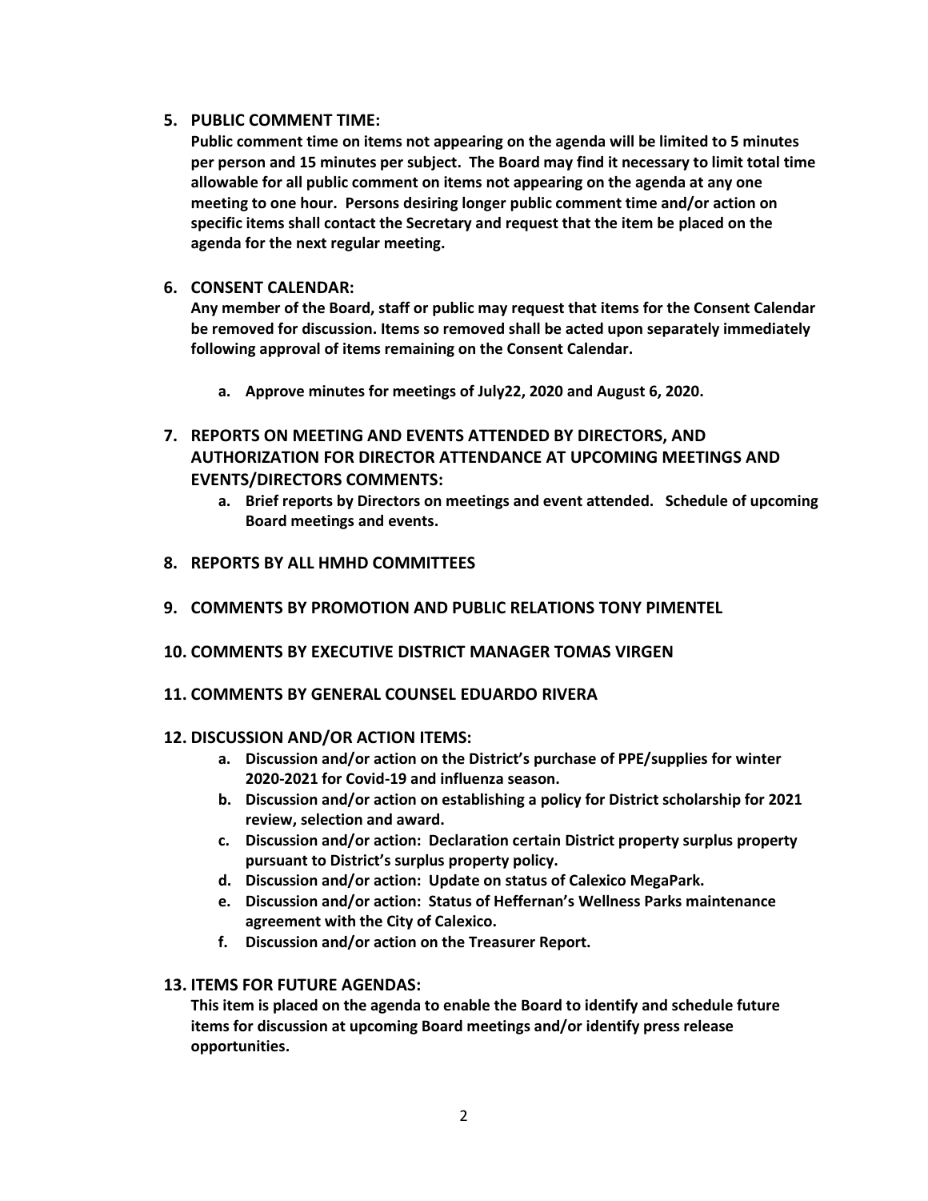5. **PUBLIC COMMENT TIME:**
   **Public comment time on items not appearing on the agenda will be limited to 5 minutes per person and 15 minutes per subject. The Board may find it necessary to limit total time allowable for all public comment on items not appearing on the agenda at any one meeting to one hour. Persons desiring longer public comment time and/or action on specific items shall contact the Secretary and request that the item be placed on the agenda for the next regular meeting.**

6. **CONSENT CALENDAR:**
   **Any member of the Board, staff or public may request that items for the Consent Calendar be removed for discussion. Items so removed shall be acted upon separately immediately following approval of items remaining on the Consent Calendar.**

   a. **Approve minutes for meetings of July22, 2020 and August 6, 2020.**

7. **REPORTS ON MEETING AND EVENTS ATTENDED BY DIRECTORS, AND AUTHORIZATION FOR DIRECTOR ATTENDANCE AT UPCOMING MEETINGS AND EVENTS/DIRECTORS COMMENTS:**
   a. **Brief reports by Directors on meetings and event attended. Schedule of upcoming Board meetings and events.**

8. **REPORTS BY ALL HMHD COMMITTEES**

9. **COMMENTS BY PROMOTION AND PUBLIC RELATIONS TONY PIMENTEL**

10. **COMMENTS BY EXECUTIVE DISTRICT MANAGER TOMAS VIRGEN**

11. **COMMENTS BY GENERAL COUNSEL EDUARDO RIVERA**

12. **DISCUSSION AND/OR ACTION ITEMS:**
    a. **Discussion and/or action on the District's purchase of PPE/supplies for winter 2020-2021 for Covid-19 and influenza season.**
    b. **Discussion and/or action on establishing a policy for District scholarship for 2021 review, selection and award.**
    c. **Discussion and/or action: Declaration certain District property surplus property pursuant to District's surplus property policy.**
    d. **Discussion and/or action: Update on status of Calexico MegaPark.**
    e. **Discussion and/or action: Status of Heffernan's Wellness Parks maintenance agreement with the City of Calexico.**
    f. **Discussion and/or action on the Treasurer Report.**

13. **ITEMS FOR FUTURE AGENDAS:**
    **This item is placed on the agenda to enable the Board to identify and schedule future items for discussion at upcoming Board meetings and/or identify press release opportunities.**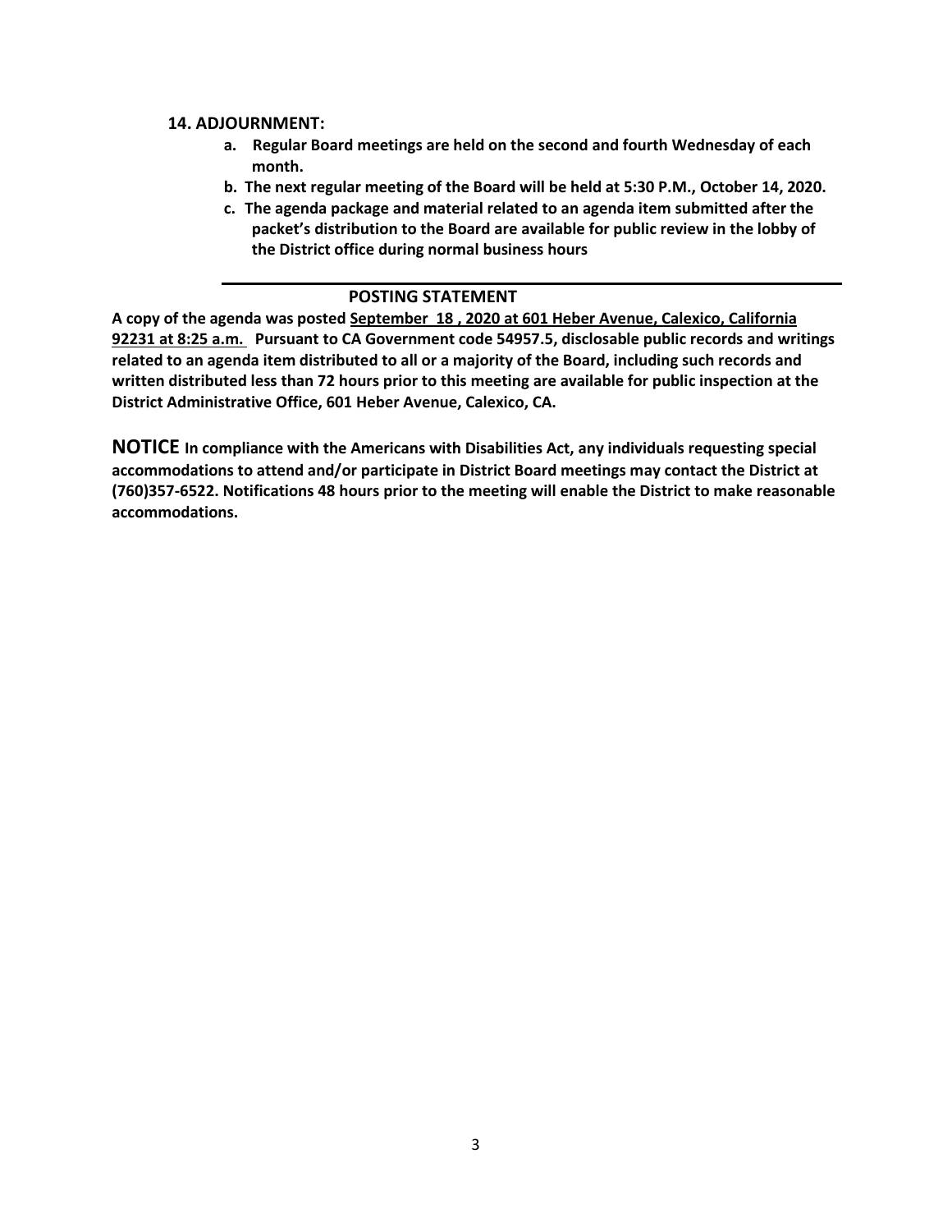**14. ADJOURNMENT:**

a. **Regular Board meetings are held on the second and fourth Wednesday of each month.**

b. **The next regular meeting of the Board will be held at 5:30 P.M., October 14, 2020.**

c. **The agenda package and material related to an agenda item submitted after the packet's distribution to the Board are available for public review in the lobby of the District office during normal business hours**

---

**POSTING STATEMENT**

**A copy of the agenda was posted September 18 , 2020 at 601 Heber Avenue, Calexico, California 92231 at 8:25 a.m. Pursuant to CA Government code 54957.5, disclosable public records and writings related to an agenda item distributed to all or a majority of the Board, including such records and written distributed less than 72 hours prior to this meeting are available for public inspection at the District Administrative Office, 601 Heber Avenue, Calexico, CA.**

**NOTICE In compliance with the Americans with Disabilities Act, any individuals requesting special accommodations to attend and/or participate in District Board meetings may contact the District at (760)357-6522. Notifications 48 hours prior to the meeting will enable the District to make reasonable accommodations.**